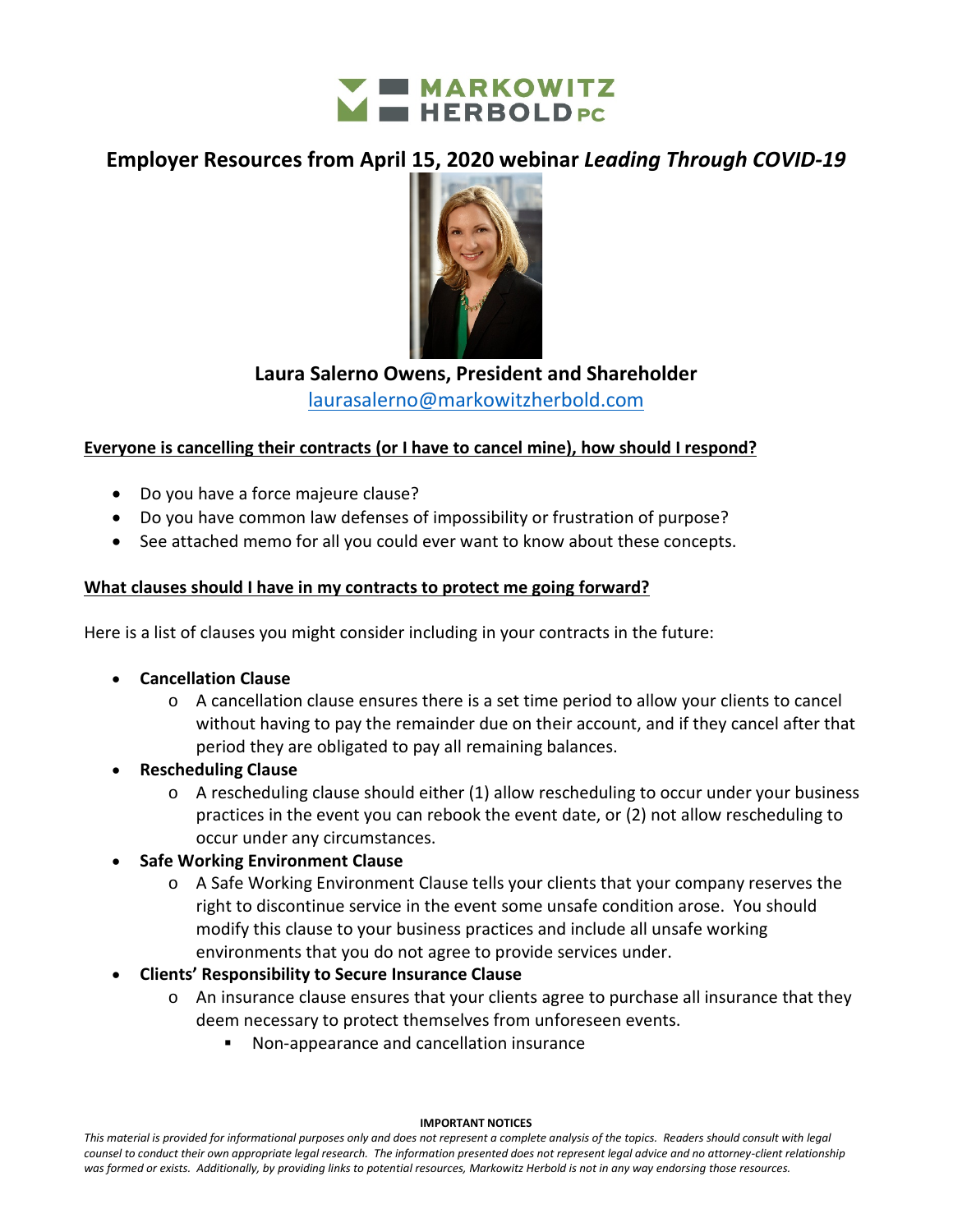MARKOWITZ HERBOLD PC

# Employer Resources from April 15, 2020 webinar *Leading Through COVID-19*

**Laura Salerno Owens, President and Shareholder**
laurasalerno@markowitzherbold.com

**Everyone is cancelling their contracts (or I have to cancel mine), how should I respond?**

- Do you have a force majeure clause?
- Do you have common law defenses of impossibility or frustration of purpose?
- See attached memo for all you could ever want to know about these concepts.

**What clauses should I have in my contracts to protect me going forward?**

Here is a list of clauses you might consider including in your contracts in the future:

- **Cancellation Clause**
    - A cancellation clause ensures there is a set time period to allow your clients to cancel without having to pay the remainder due on their account, and if they cancel after that period they are obligated to pay all remaining balances.
- **Rescheduling Clause**
    - A rescheduling clause should either (1) allow rescheduling to occur under your business practices in the event you can rebook the event date, or (2) not allow rescheduling to occur under any circumstances.
- **Safe Working Environment Clause**
    - A Safe Working Environment Clause tells your clients that your company reserves the right to discontinue service in the event some unsafe condition arose. You should modify this clause to your business practices and include all unsafe working environments that you do not agree to provide services under.
- **Clients' Responsibility to Secure Insurance Clause**
    - An insurance clause ensures that your clients agree to purchase all insurance that they deem necessary to protect themselves from unforeseen events.
        - Non-appearance and cancellation insurance

**IMPORTANT NOTICES**

*This material is provided for informational purposes only and does not represent a complete analysis of the topics. Readers should consult with legal counsel to conduct their own appropriate legal research. The information presented does not represent legal advice and no attorney-client relationship was formed or exists. Additionally, by providing links to potential resources, Markowitz Herbold is not in any way endorsing those resources.*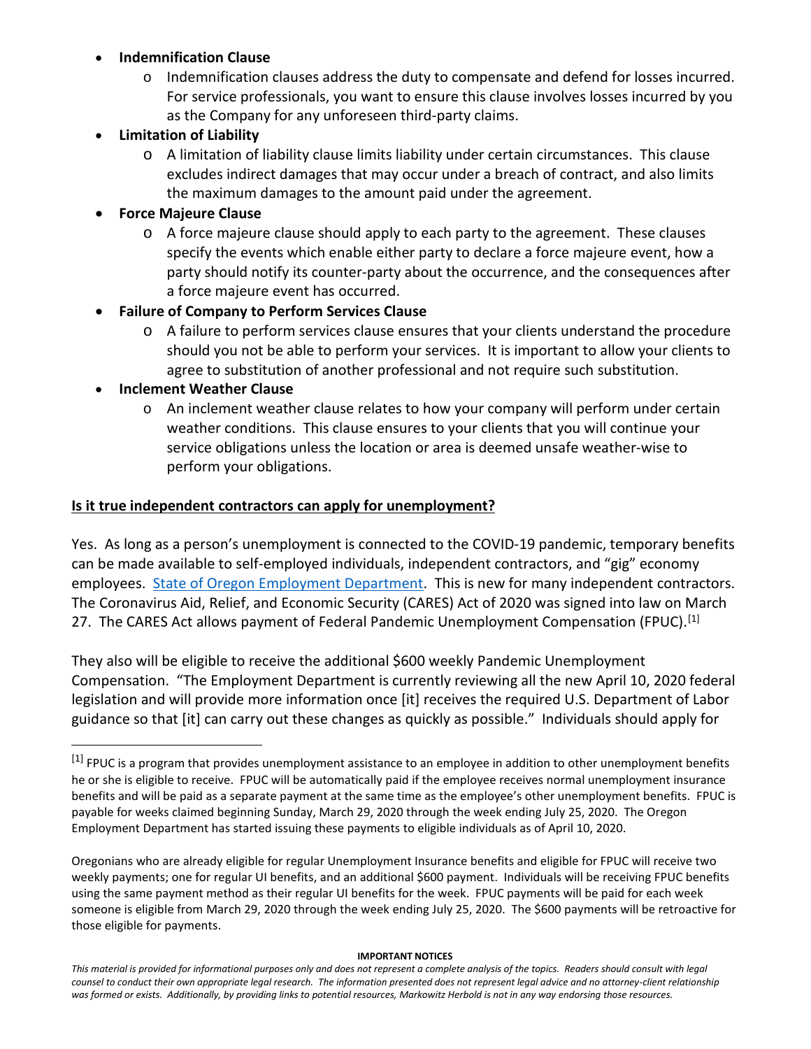- **Indemnification Clause**
  - Indemnification clauses address the duty to compensate and defend for losses incurred. For service professionals, you want to ensure this clause involves losses incurred by you as the Company for any unforeseen third-party claims.
- **Limitation of Liability**
  - A limitation of liability clause limits liability under certain circumstances. This clause excludes indirect damages that may occur under a breach of contract, and also limits the maximum damages to the amount paid under the agreement.
- **Force Majeure Clause**
  - A force majeure clause should apply to each party to the agreement. These clauses specify the events which enable either party to declare a force majeure event, how a party should notify its counter-party about the occurrence, and the consequences after a force majeure event has occurred.
- **Failure of Company to Perform Services Clause**
  - A failure to perform services clause ensures that your clients understand the procedure should you not be able to perform your services. It is important to allow your clients to agree to substitution of another professional and not require such substitution.
- **Inclement Weather Clause**
  - An inclement weather clause relates to how your company will perform under certain weather conditions. This clause ensures to your clients that you will continue your service obligations unless the location or area is deemed unsafe weather-wise to perform your obligations.

## **Is it true independent contractors can apply for unemployment?**

Yes. As long as a person's unemployment is connected to the COVID-19 pandemic, temporary benefits can be made available to self-employed individuals, independent contractors, and "gig" economy employees. State of Oregon Employment Department. This is new for many independent contractors. The Coronavirus Aid, Relief, and Economic Security (CARES) Act of 2020 was signed into law on March 27. The CARES Act allows payment of Federal Pandemic Unemployment Compensation (FPUC).[1]

They also will be eligible to receive the additional $600 weekly Pandemic Unemployment Compensation. "The Employment Department is currently reviewing all the new April 10, 2020 federal legislation and will provide more information once [it] receives the required U.S. Department of Labor guidance so that [it] can carry out these changes as quickly as possible." Individuals should apply for

[1] FPUC is a program that provides unemployment assistance to an employee in addition to other unemployment benefits he or she is eligible to receive. FPUC will be automatically paid if the employee receives normal unemployment insurance benefits and will be paid as a separate payment at the same time as the employee's other unemployment benefits. FPUC is payable for weeks claimed beginning Sunday, March 29, 2020 through the week ending July 25, 2020. The Oregon Employment Department has started issuing these payments to eligible individuals as of April 10, 2020.

Oregonians who are already eligible for regular Unemployment Insurance benefits and eligible for FPUC will receive two weekly payments; one for regular UI benefits, and an additional $600 payment. Individuals will be receiving FPUC benefits using the same payment method as their regular UI benefits for the week. FPUC payments will be paid for each week someone is eligible from March 29, 2020 through the week ending July 25, 2020. The $600 payments will be retroactive for those eligible for payments.

**IMPORTANT NOTICES**

*This material is provided for informational purposes only and does not represent a complete analysis of the topics. Readers should consult with legal counsel to conduct their own appropriate legal research. The information presented does not represent legal advice and no attorney-client relationship was formed or exists. Additionally, by providing links to potential resources, Markowitz Herbold is not in any way endorsing those resources.*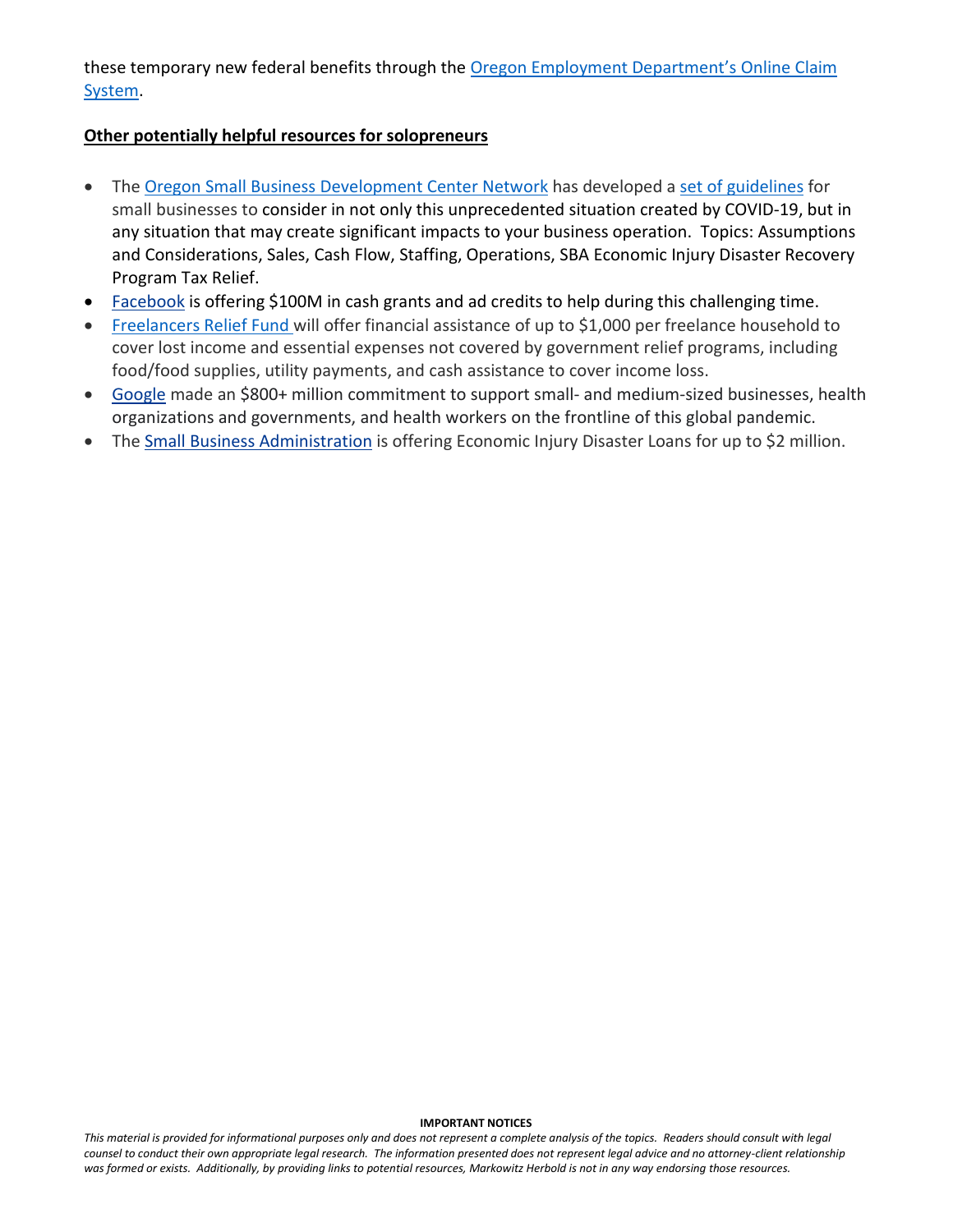these temporary new federal benefits through the Oregon Employment Department's Online Claim System.

**Other potentially helpful resources for solopreneurs**

- The Oregon Small Business Development Center Network has developed a set of guidelines for small businesses to consider in not only this unprecedented situation created by COVID-19, but in any situation that may create significant impacts to your business operation. Topics: Assumptions and Considerations, Sales, Cash Flow, Staffing, Operations, SBA Economic Injury Disaster Recovery Program Tax Relief.
- Facebook is offering $100M in cash grants and ad credits to help during this challenging time.
- Freelancers Relief Fund will offer financial assistance of up to $1,000 per freelance household to cover lost income and essential expenses not covered by government relief programs, including food/food supplies, utility payments, and cash assistance to cover income loss.
- Google made an $800+ million commitment to support small- and medium-sized businesses, health organizations and governments, and health workers on the frontline of this global pandemic.
- The Small Business Administration is offering Economic Injury Disaster Loans for up to $2 million.

**IMPORTANT NOTICES**

*This material is provided for informational purposes only and does not represent a complete analysis of the topics. Readers should consult with legal counsel to conduct their own appropriate legal research. The information presented does not represent legal advice and no attorney-client relationship was formed or exists. Additionally, by providing links to potential resources, Markowitz Herbold is not in any way endorsing those resources.*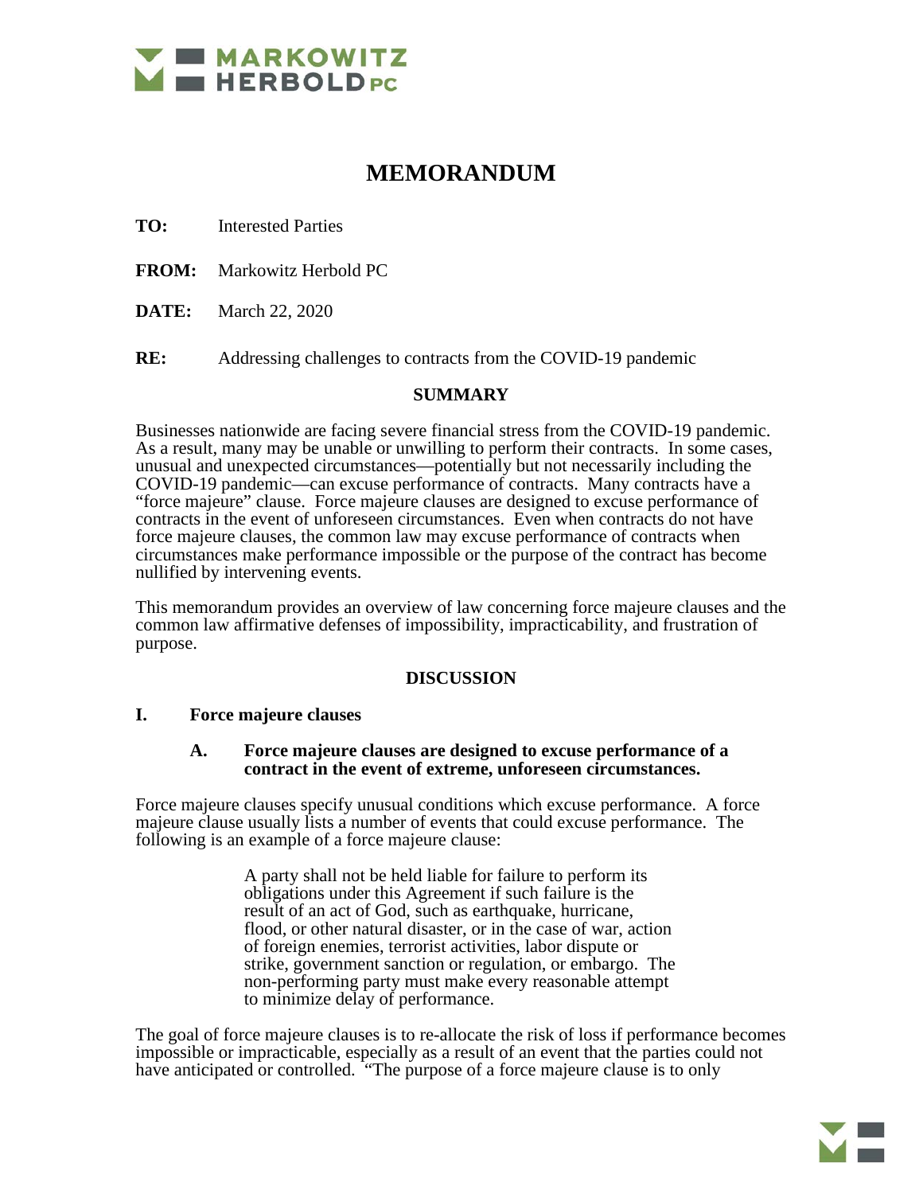# MEMORANDUM

**TO:** Interested Parties

**FROM:** Markowitz Herbold PC

**DATE:** March 22, 2020

**RE:** Addressing challenges to contracts from the COVID-19 pandemic

## SUMMARY

Businesses nationwide are facing severe financial stress from the COVID-19 pandemic. As a result, many may be unable or unwilling to perform their contracts. In some cases, unusual and unexpected circumstances—potentially but not necessarily including the COVID-19 pandemic—can excuse performance of contracts. Many contracts have a "force majeure" clause. Force majeure clauses are designed to excuse performance of contracts in the event of unforeseen circumstances. Even when contracts do not have force majeure clauses, the common law may excuse performance of contracts when circumstances make performance impossible or the purpose of the contract has become nullified by intervening events.

This memorandum provides an overview of law concerning force majeure clauses and the common law affirmative defenses of impossibility, impracticability, and frustration of purpose.

## DISCUSSION

### I. Force majeure clauses

#### A. Force majeure clauses are designed to excuse performance of a contract in the event of extreme, unforeseen circumstances.

Force majeure clauses specify unusual conditions which excuse performance. A force majeure clause usually lists a number of events that could excuse performance. The following is an example of a force majeure clause:

> A party shall not be held liable for failure to perform its obligations under this Agreement if such failure is the result of an act of God, such as earthquake, hurricane, flood, or other natural disaster, or in the case of war, action of foreign enemies, terrorist activities, labor dispute or strike, government sanction or regulation, or embargo. The non-performing party must make every reasonable attempt to minimize delay of performance.

The goal of force majeure clauses is to re-allocate the risk of loss if performance becomes impossible or impracticable, especially as a result of an event that the parties could not have anticipated or controlled. "The purpose of a force majeure clause is to only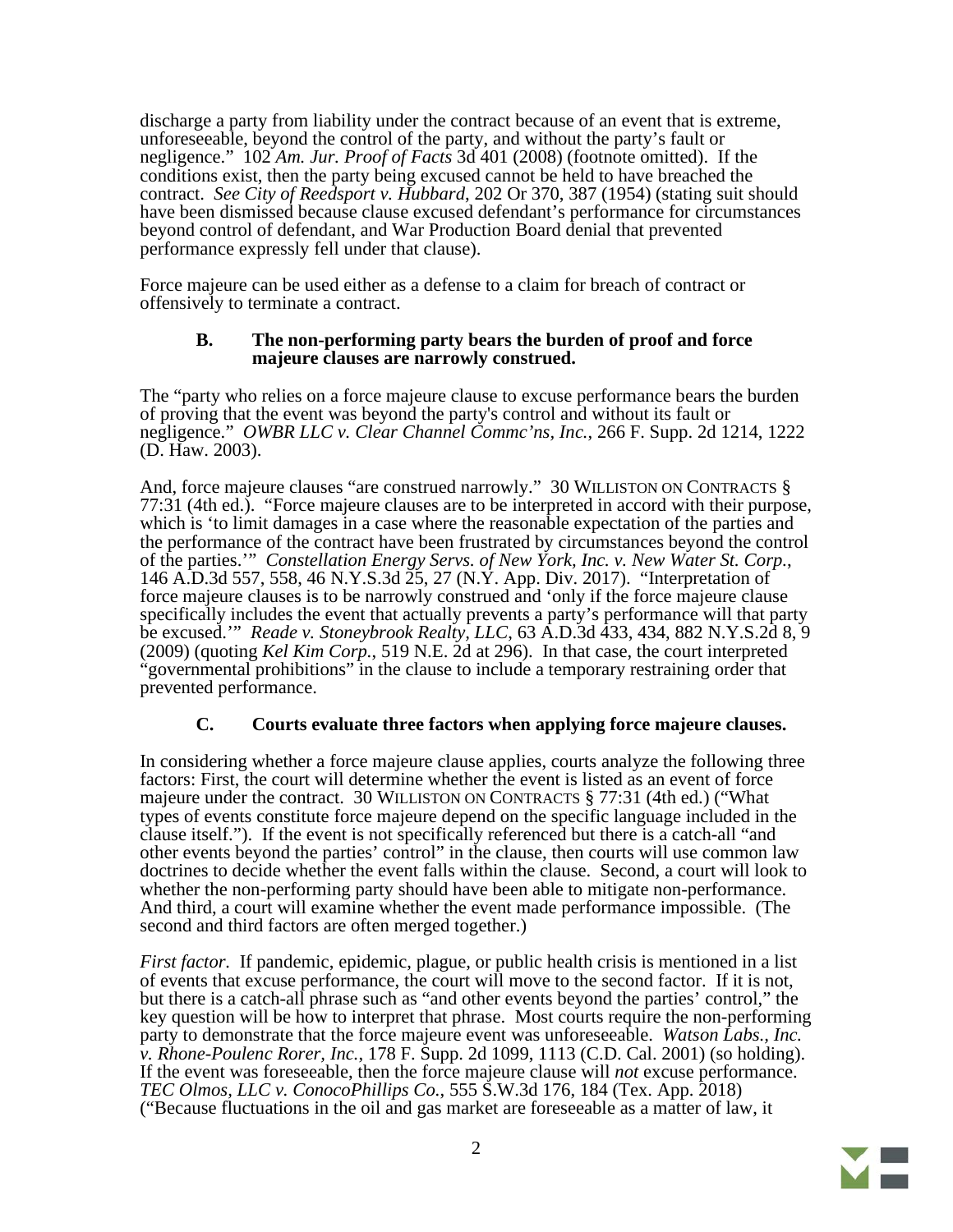discharge a party from liability under the contract because of an event that is extreme, unforeseeable, beyond the control of the party, and without the party's fault or negligence." 102 *Am. Jur. Proof of Facts* 3d 401 (2008) (footnote omitted). If the conditions exist, then the party being excused cannot be held to have breached the contract. *See City of Reedsport v. Hubbard*, 202 Or 370, 387 (1954) (stating suit should have been dismissed because clause excused defendant's performance for circumstances beyond control of defendant, and War Production Board denial that prevented performance expressly fell under that clause).

Force majeure can be used either as a defense to a claim for breach of contract or offensively to terminate a contract.

### B. The non-performing party bears the burden of proof and force majeure clauses are narrowly construed.

The "party who relies on a force majeure clause to excuse performance bears the burden of proving that the event was beyond the party's control and without its fault or negligence." *OWBR LLC v. Clear Channel Commc'ns, Inc.*, 266 F. Supp. 2d 1214, 1222 (D. Haw. 2003).

And, force majeure clauses "are construed narrowly." 30 Williston on Contracts § 77:31 (4th ed.). "Force majeure clauses are to be interpreted in accord with their purpose, which is 'to limit damages in a case where the reasonable expectation of the parties and the performance of the contract have been frustrated by circumstances beyond the control of the parties.'" *Constellation Energy Servs. of New York, Inc. v. New Water St. Corp.*, 146 A.D.3d 557, 558, 46 N.Y.S.3d 25, 27 (N.Y. App. Div. 2017). "Interpretation of force majeure clauses is to be narrowly construed and 'only if the force majeure clause specifically includes the event that actually prevents a party's performance will that party be excused.'" *Reade v. Stoneybrook Realty, LLC*, 63 A.D.3d 433, 434, 882 N.Y.S.2d 8, 9 (2009) (quoting *Kel Kim Corp.*, 519 N.E. 2d at 296). In that case, the court interpreted "governmental prohibitions" in the clause to include a temporary restraining order that prevented performance.

### C. Courts evaluate three factors when applying force majeure clauses.

In considering whether a force majeure clause applies, courts analyze the following three factors: First, the court will determine whether the event is listed as an event of force majeure under the contract. 30 Williston on Contracts § 77:31 (4th ed.) ("What types of events constitute force majeure depend on the specific language included in the clause itself."). If the event is not specifically referenced but there is a catch-all "and other events beyond the parties' control" in the clause, then courts will use common law doctrines to decide whether the event falls within the clause. Second, a court will look to whether the non-performing party should have been able to mitigate non-performance. And third, a court will examine whether the event made performance impossible. (The second and third factors are often merged together.)

*First factor.* If pandemic, epidemic, plague, or public health crisis is mentioned in a list of events that excuse performance, the court will move to the second factor. If it is not, but there is a catch-all phrase such as "and other events beyond the parties' control," the key question will be how to interpret that phrase. Most courts require the non-performing party to demonstrate that the force majeure event was unforeseeable. *Watson Labs., Inc. v. Rhone-Poulenc Rorer, Inc.*, 178 F. Supp. 2d 1099, 1113 (C.D. Cal. 2001) (so holding). If the event was foreseeable, then the force majeure clause will *not* excuse performance. *TEC Olmos, LLC v. ConocoPhillips Co.*, 555 S.W.3d 176, 184 (Tex. App. 2018) ("Because fluctuations in the oil and gas market are foreseeable as a matter of law, it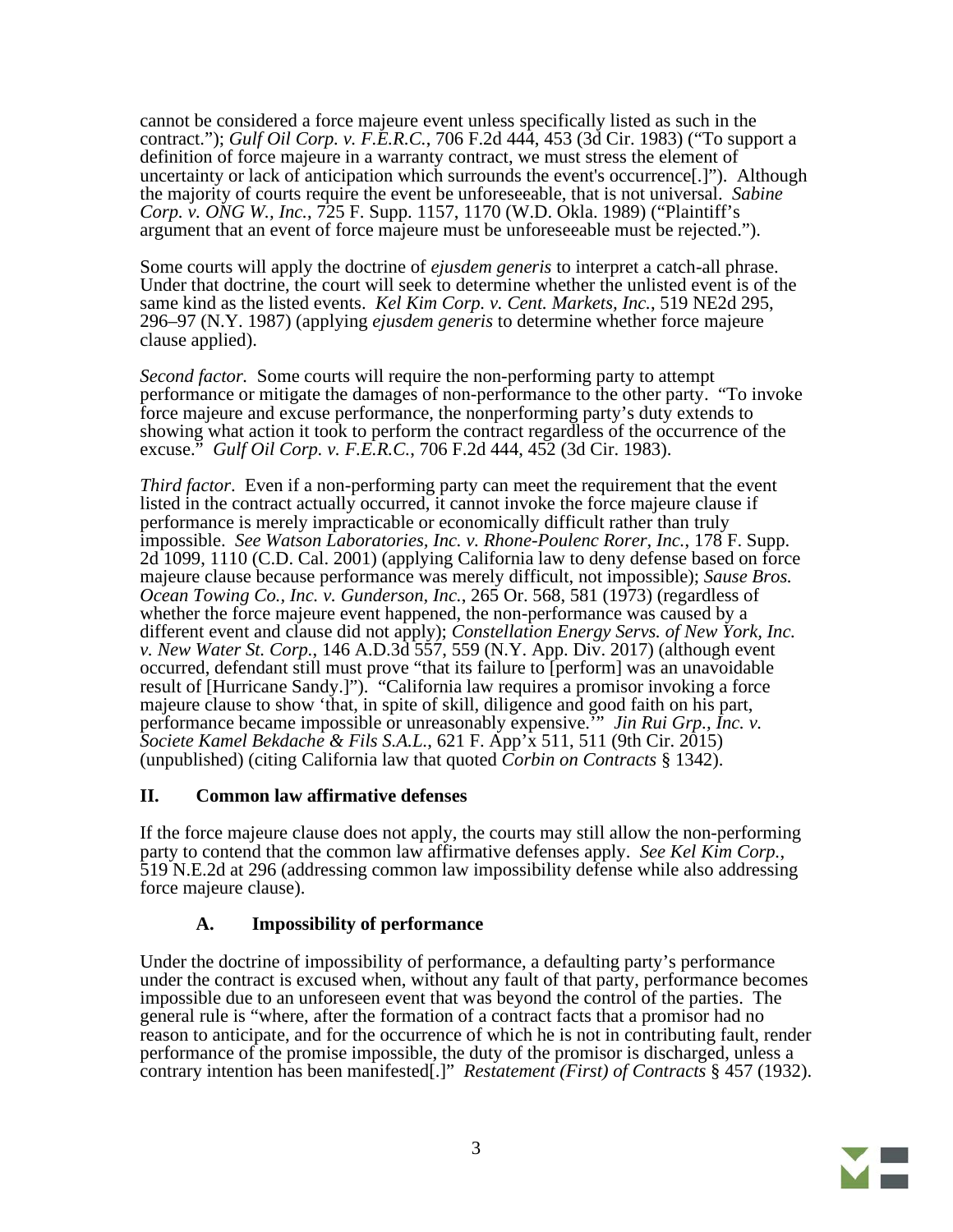cannot be considered a force majeure event unless specifically listed as such in the contract."); *Gulf Oil Corp. v. F.E.R.C.*, 706 F.2d 444, 453 (3d Cir. 1983) ("To support a definition of force majeure in a warranty contract, we must stress the element of uncertainty or lack of anticipation which surrounds the event's occurrence[.]"). Although the majority of courts require the event be unforeseeable, that is not universal. *Sabine Corp. v. ONG W., Inc.*, 725 F. Supp. 1157, 1170 (W.D. Okla. 1989) ("Plaintiff's argument that an event of force majeure must be unforeseeable must be rejected.").

Some courts will apply the doctrine of *ejusdem generis* to interpret a catch-all phrase. Under that doctrine, the court will seek to determine whether the unlisted event is of the same kind as the listed events. *Kel Kim Corp. v. Cent. Markets, Inc.*, 519 NE2d 295, 296–97 (N.Y. 1987) (applying *ejusdem generis* to determine whether force majeure clause applied).

*Second factor.* Some courts will require the non-performing party to attempt performance or mitigate the damages of non-performance to the other party. "To invoke force majeure and excuse performance, the nonperforming party's duty extends to showing what action it took to perform the contract regardless of the occurrence of the excuse." *Gulf Oil Corp. v. F.E.R.C.*, 706 F.2d 444, 452 (3d Cir. 1983).

*Third factor*. Even if a non-performing party can meet the requirement that the event listed in the contract actually occurred, it cannot invoke the force majeure clause if performance is merely impracticable or economically difficult rather than truly impossible. *See Watson Laboratories, Inc. v. Rhone-Poulenc Rorer, Inc.*, 178 F. Supp. 2d 1099, 1110 (C.D. Cal. 2001) (applying California law to deny defense based on force majeure clause because performance was merely difficult, not impossible); *Sause Bros. Ocean Towing Co., Inc. v. Gunderson, Inc.*, 265 Or. 568, 581 (1973) (regardless of whether the force majeure event happened, the non-performance was caused by a different event and clause did not apply); *Constellation Energy Servs. of New York, Inc. v. New Water St. Corp.*, 146 A.D.3d 557, 559 (N.Y. App. Div. 2017) (although event occurred, defendant still must prove "that its failure to [perform] was an unavoidable result of [Hurricane Sandy.]"). "California law requires a promisor invoking a force majeure clause to show 'that, in spite of skill, diligence and good faith on his part, performance became impossible or unreasonably expensive.'" *Jin Rui Grp., Inc. v. Societe Kamel Bekdache & Fils S.A.L.*, 621 F. App'x 511, 511 (9th Cir. 2015) (unpublished) (citing California law that quoted *Corbin on Contracts* § 1342).

## II. Common law affirmative defenses

If the force majeure clause does not apply, the courts may still allow the non-performing party to contend that the common law affirmative defenses apply. *See Kel Kim Corp.*, 519 N.E.2d at 296 (addressing common law impossibility defense while also addressing force majeure clause).

### A. Impossibility of performance

Under the doctrine of impossibility of performance, a defaulting party's performance under the contract is excused when, without any fault of that party, performance becomes impossible due to an unforeseen event that was beyond the control of the parties. The general rule is "where, after the formation of a contract facts that a promisor had no reason to anticipate, and for the occurrence of which he is not in contributing fault, render performance of the promise impossible, the duty of the promisor is discharged, unless a contrary intention has been manifested[.]" *Restatement (First) of Contracts* § 457 (1932).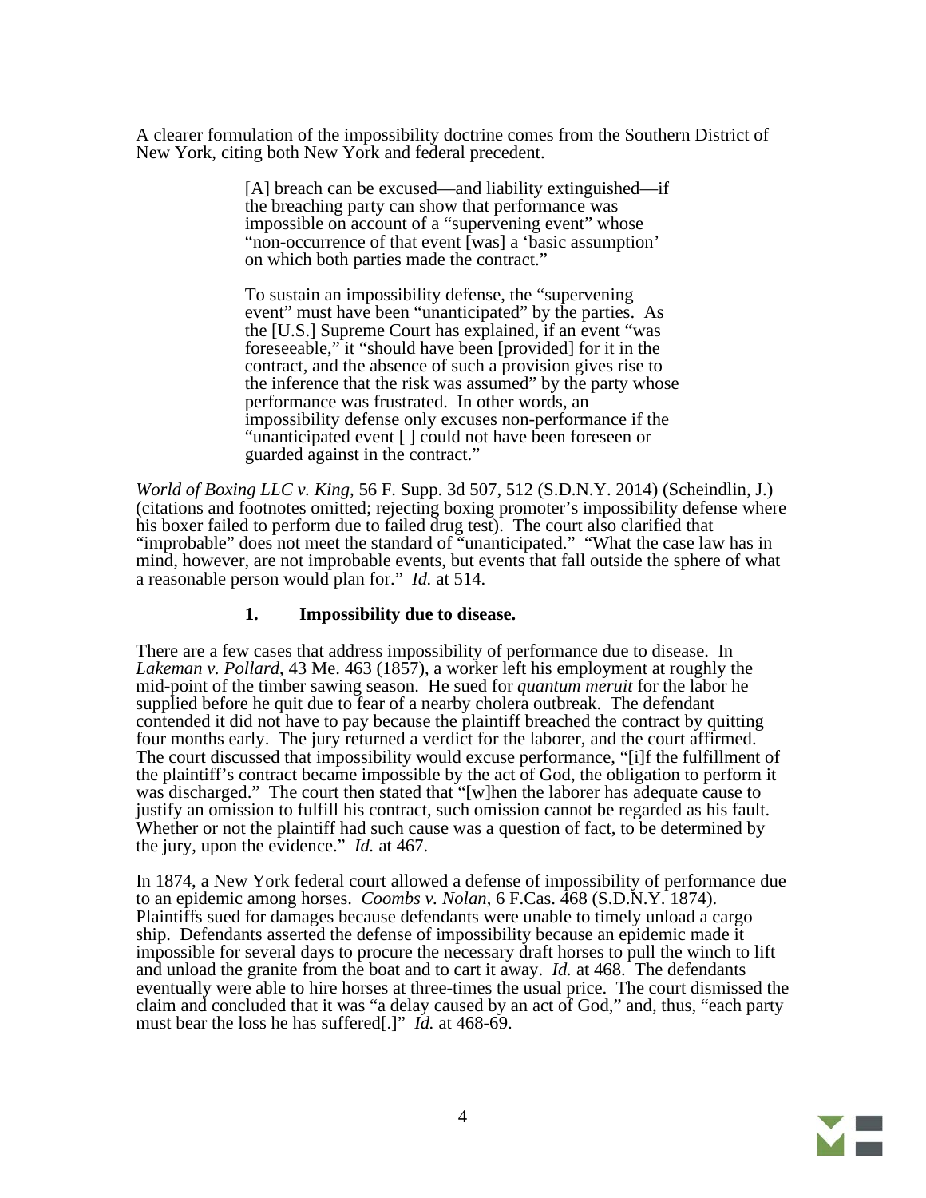A clearer formulation of the impossibility doctrine comes from the Southern District of New York, citing both New York and federal precedent.

> [A] breach can be excused—and liability extinguished—if the breaching party can show that performance was impossible on account of a "supervening event" whose "non-occurrence of that event [was] a 'basic assumption' on which both parties made the contract."
>
> To sustain an impossibility defense, the "supervening event" must have been "unanticipated" by the parties. As the [U.S.] Supreme Court has explained, if an event "was foreseeable," it "should have been [provided] for it in the contract, and the absence of such a provision gives rise to the inference that the risk was assumed" by the party whose performance was frustrated. In other words, an impossibility defense only excuses non-performance if the "unanticipated event [ ] could not have been foreseen or guarded against in the contract."

*World of Boxing LLC v. King*, 56 F. Supp. 3d 507, 512 (S.D.N.Y. 2014) (Scheindlin, J.) (citations and footnotes omitted; rejecting boxing promoter's impossibility defense where his boxer failed to perform due to failed drug test). The court also clarified that "improbable" does not meet the standard of "unanticipated." "What the case law has in mind, however, are not improbable events, but events that fall outside the sphere of what a reasonable person would plan for." *Id.* at 514.

### 1. Impossibility due to disease.

There are a few cases that address impossibility of performance due to disease. In *Lakeman v. Pollard*, 43 Me. 463 (1857), a worker left his employment at roughly the mid-point of the timber sawing season. He sued for *quantum meruit* for the labor he supplied before he quit due to fear of a nearby cholera outbreak. The defendant contended it did not have to pay because the plaintiff breached the contract by quitting four months early. The jury returned a verdict for the laborer, and the court affirmed. The court discussed that impossibility would excuse performance, "[i]f the fulfillment of the plaintiff's contract became impossible by the act of God, the obligation to perform it was discharged." The court then stated that "[w]hen the laborer has adequate cause to justify an omission to fulfill his contract, such omission cannot be regarded as his fault. Whether or not the plaintiff had such cause was a question of fact, to be determined by the jury, upon the evidence." *Id.* at 467.

In 1874, a New York federal court allowed a defense of impossibility of performance due to an epidemic among horses. *Coombs v. Nolan*, 6 F.Cas. 468 (S.D.N.Y. 1874). Plaintiffs sued for damages because defendants were unable to timely unload a cargo ship. Defendants asserted the defense of impossibility because an epidemic made it impossible for several days to procure the necessary draft horses to pull the winch to lift and unload the granite from the boat and to cart it away. *Id.* at 468. The defendants eventually were able to hire horses at three-times the usual price. The court dismissed the claim and concluded that it was "a delay caused by an act of God," and, thus, "each party must bear the loss he has suffered[.]" *Id.* at 468-69.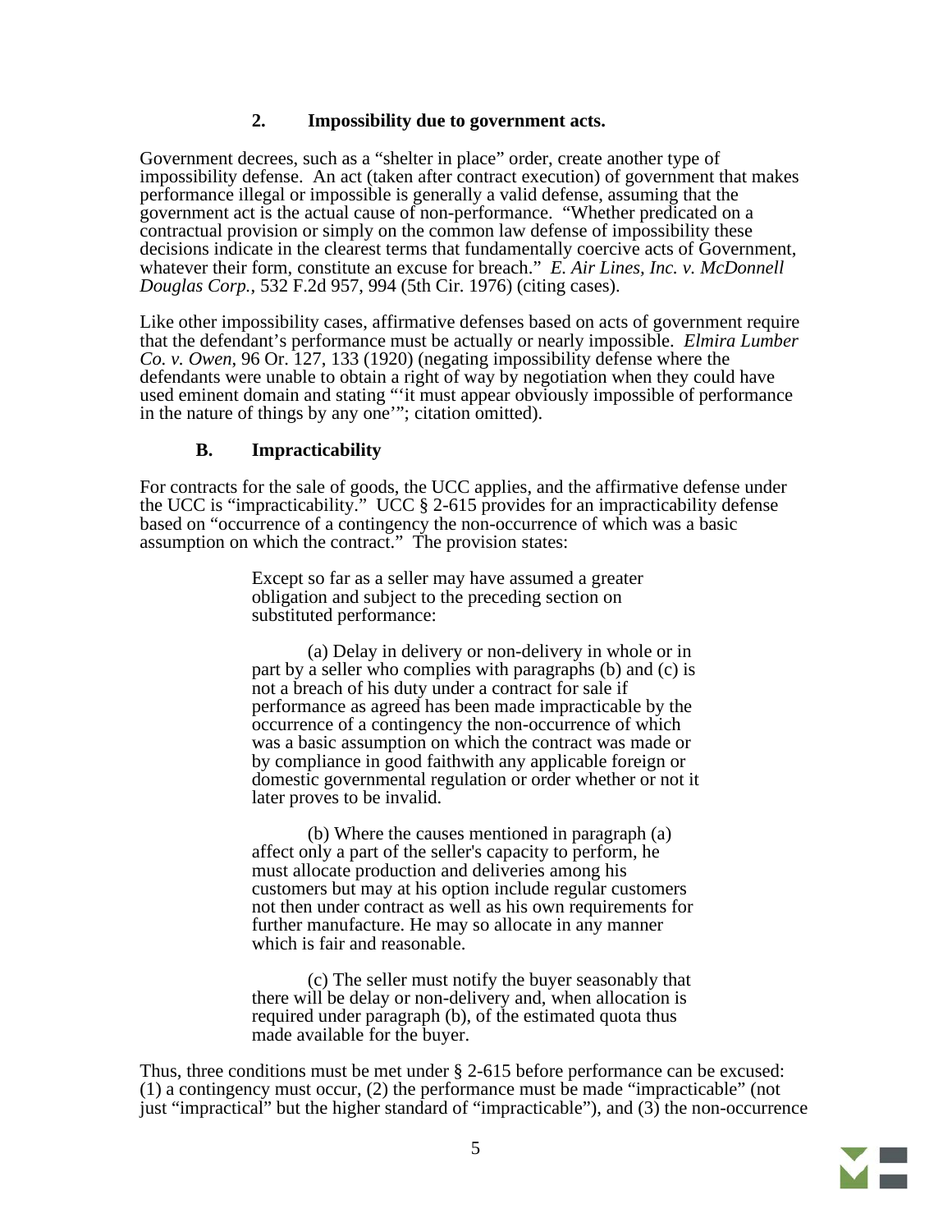### 2. Impossibility due to government acts.

Government decrees, such as a "shelter in place" order, create another type of impossibility defense. An act (taken after contract execution) of government that makes performance illegal or impossible is generally a valid defense, assuming that the government act is the actual cause of non-performance. "Whether predicated on a contractual provision or simply on the common law defense of impossibility these decisions indicate in the clearest terms that fundamentally coercive acts of Government, whatever their form, constitute an excuse for breach." *E. Air Lines, Inc. v. McDonnell Douglas Corp.*, 532 F.2d 957, 994 (5th Cir. 1976) (citing cases).

Like other impossibility cases, affirmative defenses based on acts of government require that the defendant's performance must be actually or nearly impossible. *Elmira Lumber Co. v. Owen*, 96 Or. 127, 133 (1920) (negating impossibility defense where the defendants were unable to obtain a right of way by negotiation when they could have used eminent domain and stating "'it must appear obviously impossible of performance in the nature of things by any one'"; citation omitted).

## B. Impracticability

For contracts for the sale of goods, the UCC applies, and the affirmative defense under the UCC is "impracticability." UCC § 2-615 provides for an impracticability defense based on "occurrence of a contingency the non-occurrence of which was a basic assumption on which the contract." The provision states:

> Except so far as a seller may have assumed a greater obligation and subject to the preceding section on substituted performance:
>
> (a) Delay in delivery or non-delivery in whole or in part by a seller who complies with paragraphs (b) and (c) is not a breach of his duty under a contract for sale if performance as agreed has been made impracticable by the occurrence of a contingency the non-occurrence of which was a basic assumption on which the contract was made or by compliance in good faithwith any applicable foreign or domestic governmental regulation or order whether or not it later proves to be invalid.
>
> (b) Where the causes mentioned in paragraph (a) affect only a part of the seller's capacity to perform, he must allocate production and deliveries among his customers but may at his option include regular customers not then under contract as well as his own requirements for further manufacture. He may so allocate in any manner which is fair and reasonable.
>
> (c) The seller must notify the buyer seasonably that there will be delay or non-delivery and, when allocation is required under paragraph (b), of the estimated quota thus made available for the buyer.

Thus, three conditions must be met under § 2-615 before performance can be excused: (1) a contingency must occur, (2) the performance must be made "impracticable" (not just "impractical" but the higher standard of "impracticable"), and (3) the non-occurrence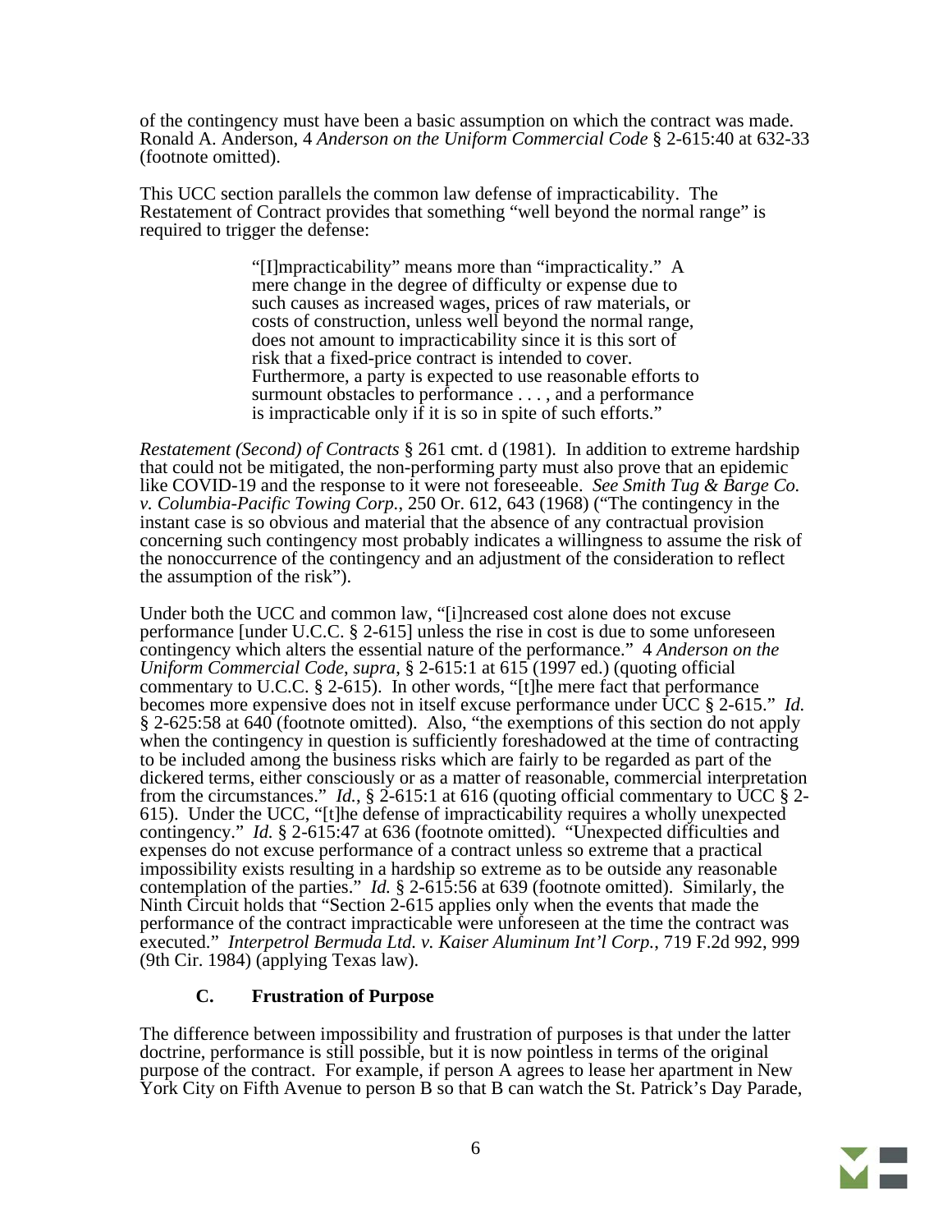of the contingency must have been a basic assumption on which the contract was made. Ronald A. Anderson, 4 *Anderson on the Uniform Commercial Code* § 2-615:40 at 632-33 (footnote omitted).

This UCC section parallels the common law defense of impracticability. The Restatement of Contract provides that something "well beyond the normal range" is required to trigger the defense:

> "[I]mpracticability" means more than "impracticality." A mere change in the degree of difficulty or expense due to such causes as increased wages, prices of raw materials, or costs of construction, unless well beyond the normal range, does not amount to impracticability since it is this sort of risk that a fixed-price contract is intended to cover. Furthermore, a party is expected to use reasonable efforts to surmount obstacles to performance . . . , and a performance is impracticable only if it is so in spite of such efforts."

*Restatement (Second) of Contracts* § 261 cmt. d (1981). In addition to extreme hardship that could not be mitigated, the non-performing party must also prove that an epidemic like COVID-19 and the response to it were not foreseeable. *See Smith Tug & Barge Co. v. Columbia-Pacific Towing Corp.*, 250 Or. 612, 643 (1968) ("The contingency in the instant case is so obvious and material that the absence of any contractual provision concerning such contingency most probably indicates a willingness to assume the risk of the nonoccurrence of the contingency and an adjustment of the consideration to reflect the assumption of the risk").

Under both the UCC and common law, "[i]ncreased cost alone does not excuse performance [under U.C.C. § 2-615] unless the rise in cost is due to some unforeseen contingency which alters the essential nature of the performance." 4 *Anderson on the Uniform Commercial Code*, *supra*, § 2-615:1 at 615 (1997 ed.) (quoting official commentary to U.C.C. § 2-615). In other words, "[t]he mere fact that performance becomes more expensive does not in itself excuse performance under UCC § 2-615." *Id.* § 2-625:58 at 640 (footnote omitted). Also, "the exemptions of this section do not apply when the contingency in question is sufficiently foreshadowed at the time of contracting to be included among the business risks which are fairly to be regarded as part of the dickered terms, either consciously or as a matter of reasonable, commercial interpretation from the circumstances." *Id.*, § 2-615:1 at 616 (quoting official commentary to UCC § 2-615). Under the UCC, "[t]he defense of impracticability requires a wholly unexpected contingency." *Id.* § 2-615:47 at 636 (footnote omitted). "Unexpected difficulties and expenses do not excuse performance of a contract unless so extreme that a practical impossibility exists resulting in a hardship so extreme as to be outside any reasonable contemplation of the parties." *Id.* § 2-615:56 at 639 (footnote omitted). Similarly, the Ninth Circuit holds that "Section 2-615 applies only when the events that made the performance of the contract impracticable were unforeseen at the time the contract was executed." *Interpetrol Bermuda Ltd. v. Kaiser Aluminum Int'l Corp.*, 719 F.2d 992, 999 (9th Cir. 1984) (applying Texas law).

### C. Frustration of Purpose

The difference between impossibility and frustration of purposes is that under the latter doctrine, performance is still possible, but it is now pointless in terms of the original purpose of the contract. For example, if person A agrees to lease her apartment in New York City on Fifth Avenue to person B so that B can watch the St. Patrick's Day Parade,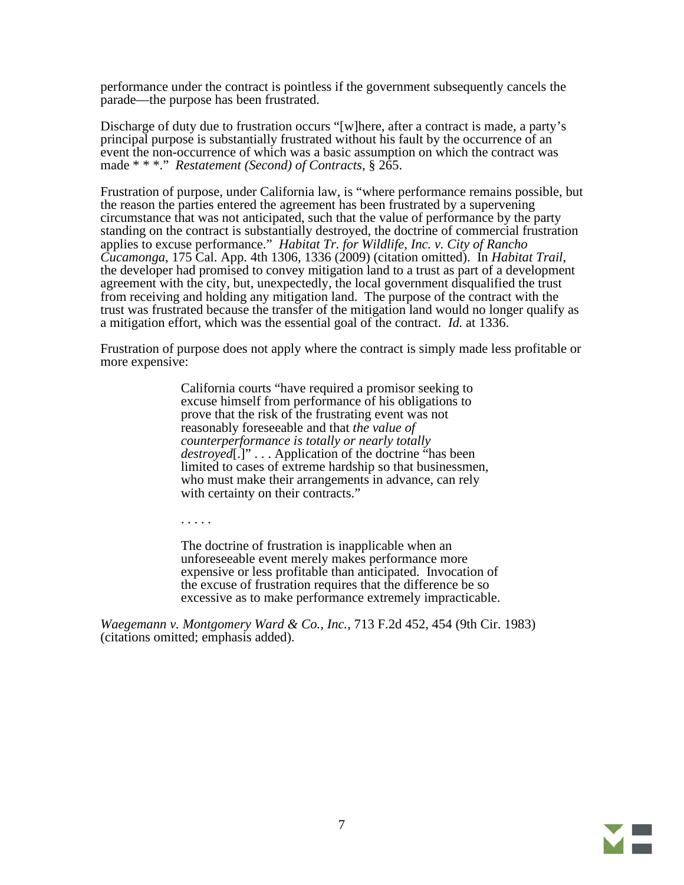performance under the contract is pointless if the government subsequently cancels the parade—the purpose has been frustrated.

Discharge of duty due to frustration occurs "[w]here, after a contract is made, a party's principal purpose is substantially frustrated without his fault by the occurrence of an event the non-occurrence of which was a basic assumption on which the contract was made * * *." *Restatement (Second) of Contracts*, § 265.

Frustration of purpose, under California law, is "where performance remains possible, but the reason the parties entered the agreement has been frustrated by a supervening circumstance that was not anticipated, such that the value of performance by the party standing on the contract is substantially destroyed, the doctrine of commercial frustration applies to excuse performance." *Habitat Tr. for Wildlife, Inc. v. City of Rancho Cucamonga*, 175 Cal. App. 4th 1306, 1336 (2009) (citation omitted). In *Habitat Trail*, the developer had promised to convey mitigation land to a trust as part of a development agreement with the city, but, unexpectedly, the local government disqualified the trust from receiving and holding any mitigation land. The purpose of the contract with the trust was frustrated because the transfer of the mitigation land would no longer qualify as a mitigation effort, which was the essential goal of the contract. *Id.* at 1336.

Frustration of purpose does not apply where the contract is simply made less profitable or more expensive:

> California courts "have required a promisor seeking to excuse himself from performance of his obligations to prove that the risk of the frustrating event was not reasonably foreseeable and that *the value of counterperformance is totally or nearly totally destroyed*[.]" . . . Application of the doctrine "has been limited to cases of extreme hardship so that businessmen, who must make their arrangements in advance, can rely with certainty on their contracts."
>
> . . . . .
>
> The doctrine of frustration is inapplicable when an unforeseeable event merely makes performance more expensive or less profitable than anticipated. Invocation of the excuse of frustration requires that the difference be so excessive as to make performance extremely impracticable.

*Waegemann v. Montgomery Ward & Co., Inc.*, 713 F.2d 452, 454 (9th Cir. 1983) (citations omitted; emphasis added).